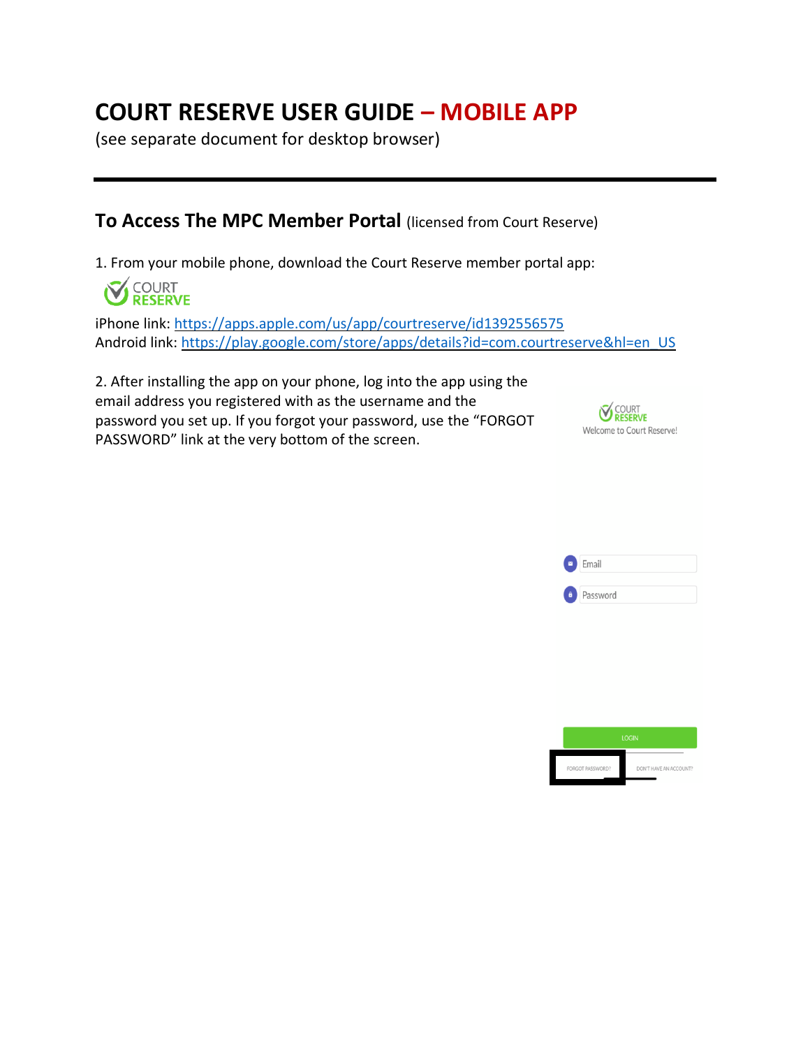# COURT RESERVE USER GUIDE – MOBILE APP

(see separate document for desktop browser)

---

## To Access The MPC Member Portal (licensed from Court Reserve)

1. From your mobile phone, download the Court Reserve member portal app:

COURT RESERVE

iPhone link: https://apps.apple.com/us/app/courtreserve/id1392556575
Android link: https://play.google.com/store/apps/details?id=com.courtreserve&hl=en_US

2. After installing the app on your phone, log into the app using the email address you registered with as the username and the password you set up. If you forgot your password, use the "FORGOT PASSWORD" link at the very bottom of the screen.

COURT RESERVE
Welcome to Court Reserve!

Email

Password

LOGIN

FORGOT PASSWORD? DON'T HAVE AN ACCOUNT?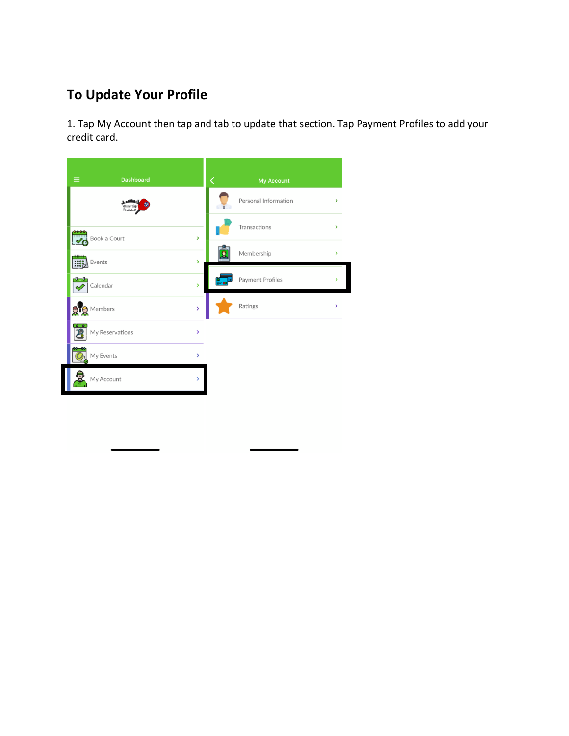## To Update Your Profile

1. Tap My Account then tap and tab to update that section. Tap Payment Profiles to add your credit card.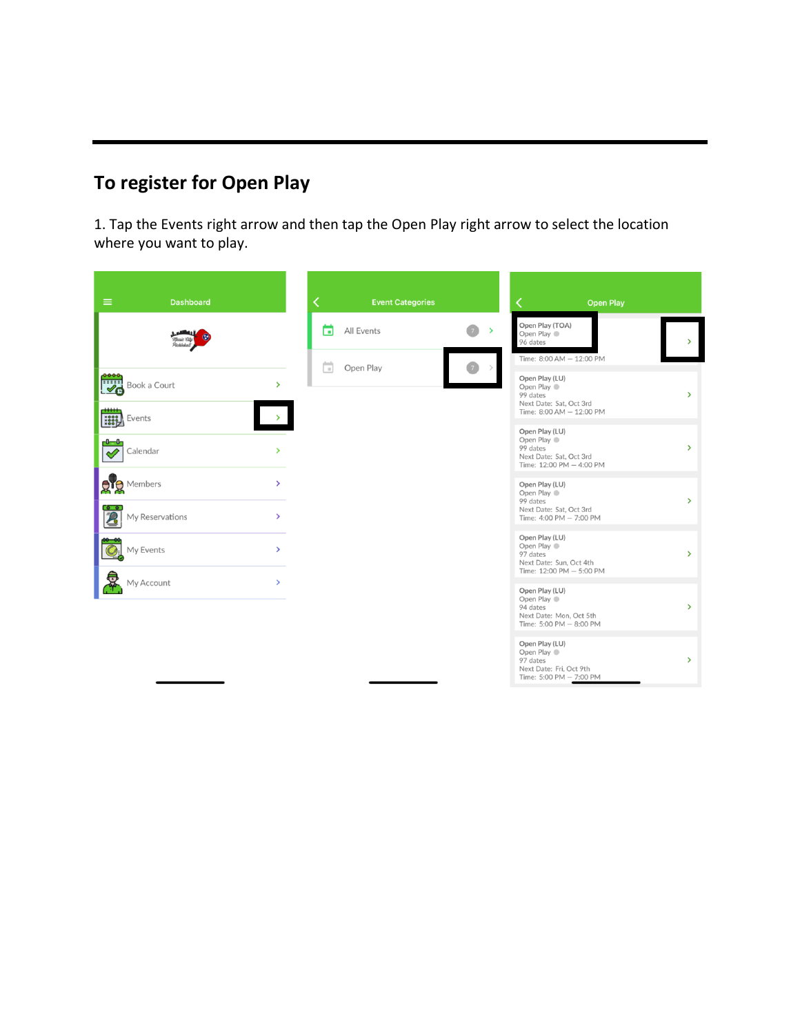## To register for Open Play

1. Tap the Events right arrow and then tap the Open Play right arrow to select the location where you want to play.

Dashboard

Book a Court

Events

Calendar

Members

My Reservations

My Events

My Account

Event Categories

All Events 7

Open Play 7

Open Play

Open Play (TOA)
Open Play
96 dates
Time: 8:00 AM – 12:00 PM

Open Play (LU)
Open Play
99 dates
Next Date: Sat, Oct 3rd
Time: 8:00 AM – 12:00 PM

Open Play (LU)
Open Play
99 dates
Next Date: Sat, Oct 3rd
Time: 12:00 PM – 4:00 PM

Open Play (LU)
Open Play
99 dates
Next Date: Sat, Oct 3rd
Time: 4:00 PM – 7:00 PM

Open Play (LU)
Open Play
97 dates
Next Date: Sun, Oct 4th
Time: 12:00 PM – 5:00 PM

Open Play (LU)
Open Play
94 dates
Next Date: Mon, Oct 5th
Time: 5:00 PM – 8:00 PM

Open Play (LU)
Open Play
97 dates
Next Date: Fri, Oct 9th
Time: 5:00 PM – 7:00 PM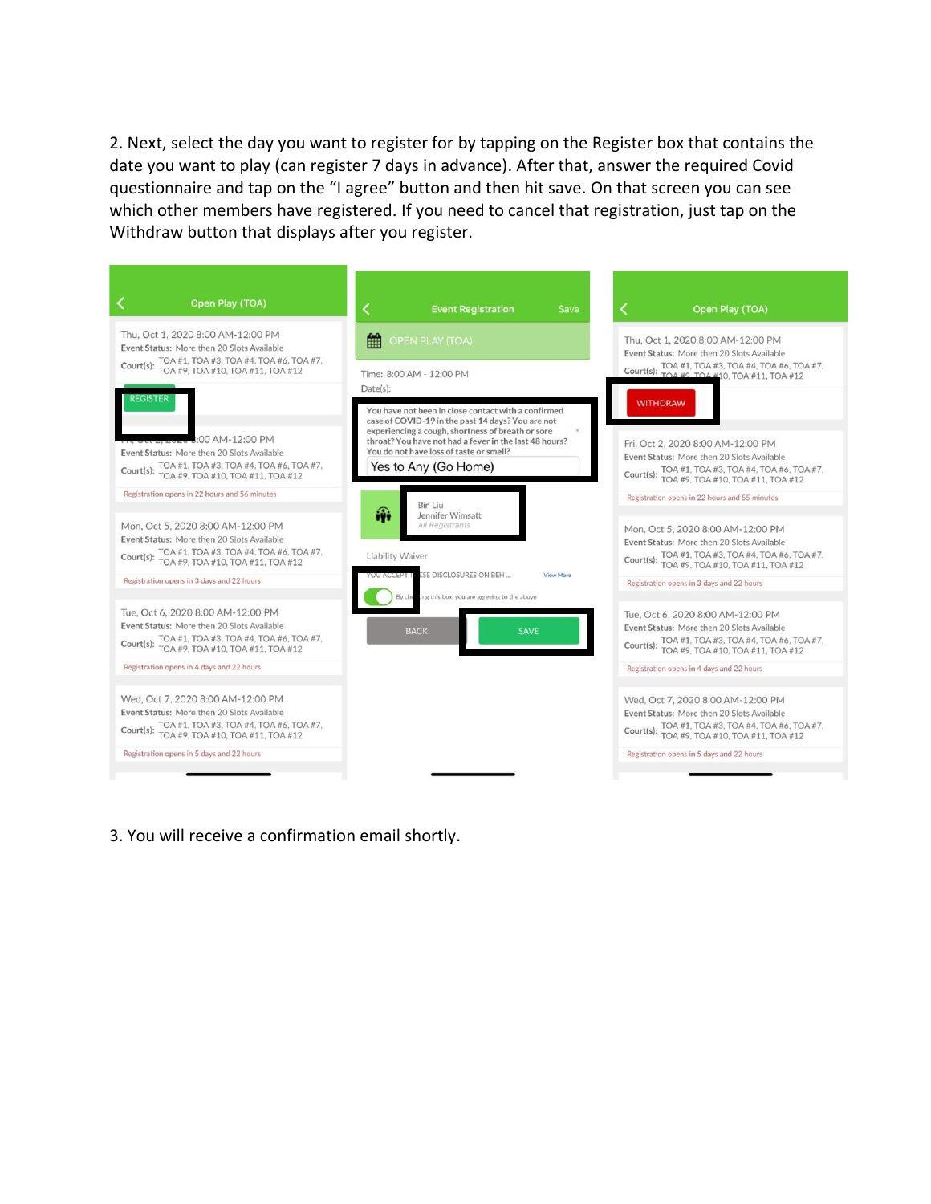2. Next, select the day you want to register for by tapping on the Register box that contains the date you want to play (can register 7 days in advance). After that, answer the required Covid questionnaire and tap on the "I agree" button and then hit save. On that screen you can see which other members have registered. If you need to cancel that registration, just tap on the Withdraw button that displays after you register.

3. You will receive a confirmation email shortly.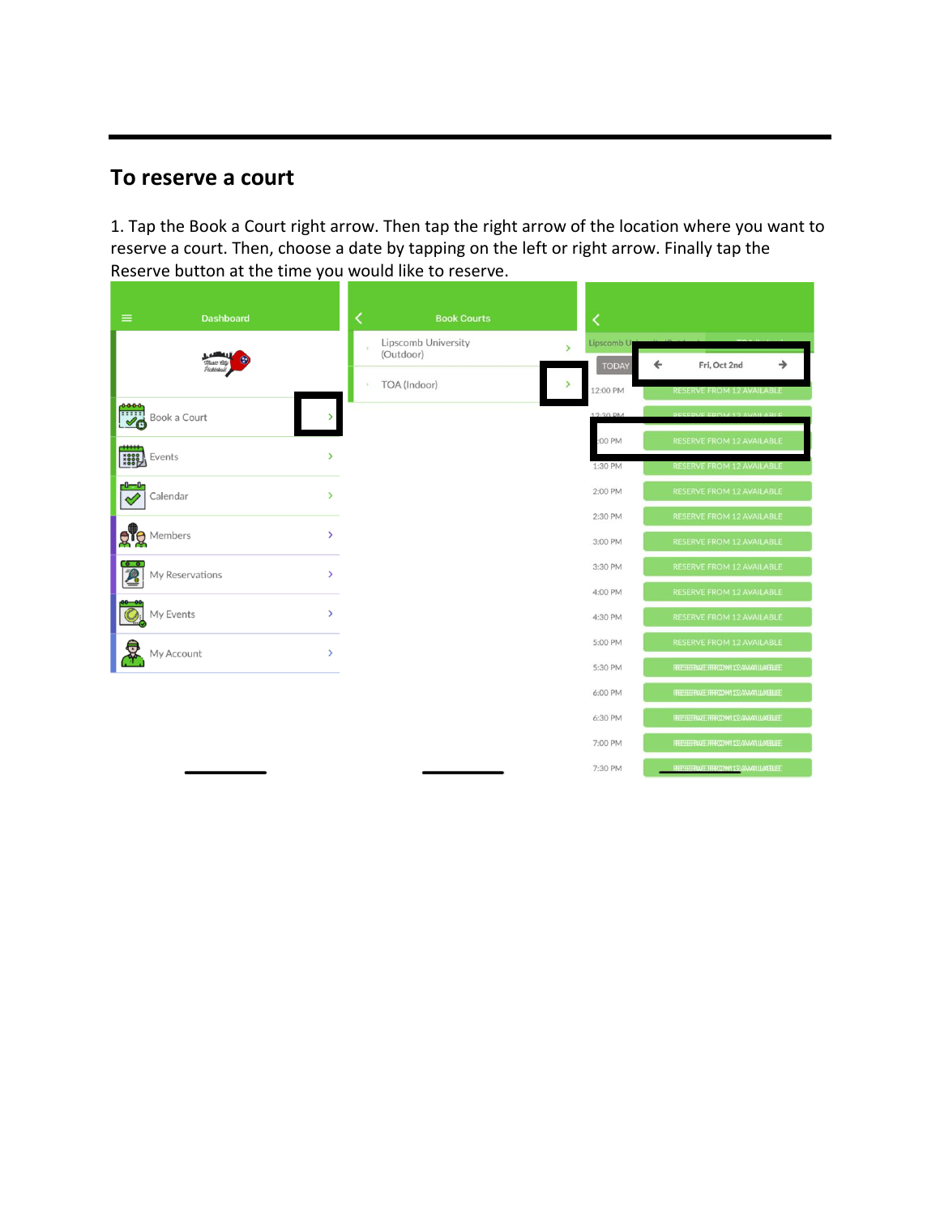## To reserve a court

1. Tap the Book a Court right arrow. Then tap the right arrow of the location where you want to reserve a court. Then, choose a date by tapping on the left or right arrow. Finally tap the Reserve button at the time you would like to reserve.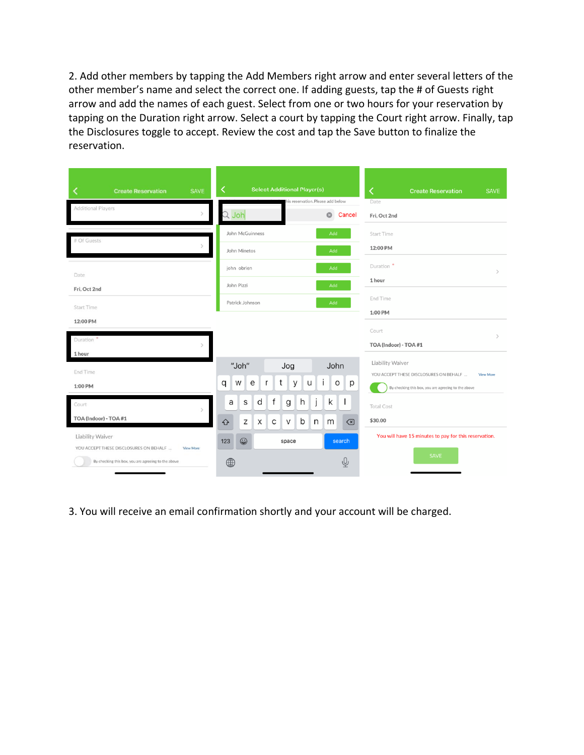2. Add other members by tapping the Add Members right arrow and enter several letters of the other member's name and select the correct one. If adding guests, tap the # of Guests right arrow and add the names of each guest. Select from one or two hours for your reservation by tapping on the Duration right arrow. Select a court by tapping the Court right arrow. Finally, tap the Disclosures toggle to accept. Review the cost and tap the Save button to finalize the reservation.

3. You will receive an email confirmation shortly and your account will be charged.